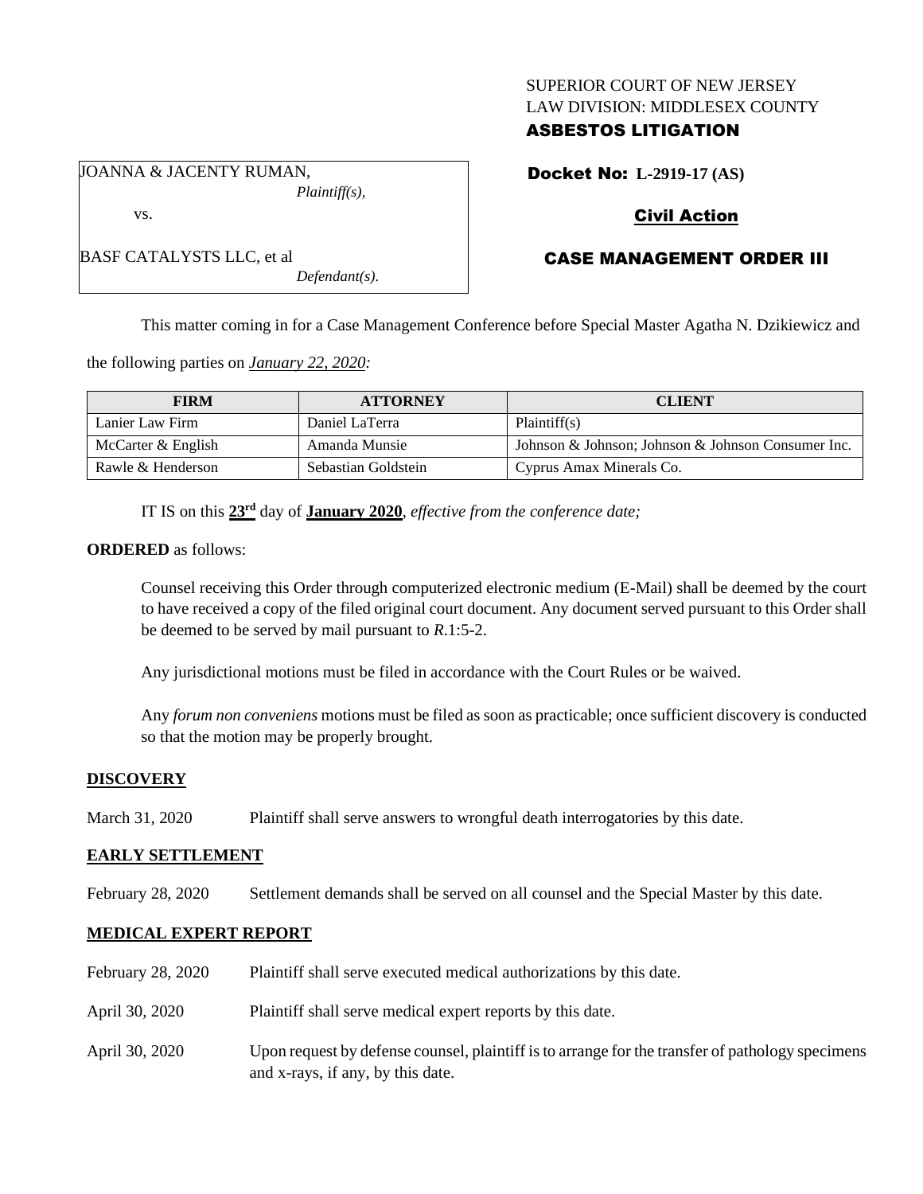SUPERIOR COURT OF NEW JERSEY
LAW DIVISION: MIDDLESEX COUNTY
**ASBESTOS LITIGATION**

JOANNA & JACENTY RUMAN,
*Plaintiff(s),*

vs.

BASF CATALYSTS LLC, et al
*Defendant(s).*

**Docket No: L-2919-17 (AS)**

**Civil Action**

**CASE MANAGEMENT ORDER III**

This matter coming in for a Case Management Conference before Special Master Agatha N. Dzikiewicz and the following parties on *January 22, 2020:*

| FIRM | ATTORNEY | CLIENT |
|---|---|---|
| Lanier Law Firm | Daniel LaTerra | Plaintiff(s) |
| McCarter & English | Amanda Munsie | Johnson & Johnson; Johnson & Johnson Consumer Inc. |
| Rawle & Henderson | Sebastian Goldstein | Cyprus Amax Minerals Co. |

IT IS on this **23rd** day of **January 2020**, *effective from the conference date;*

**ORDERED** as follows:

Counsel receiving this Order through computerized electronic medium (E-Mail) shall be deemed by the court to have received a copy of the filed original court document. Any document served pursuant to this Order shall be deemed to be served by mail pursuant to *R*.1:5-2.

Any jurisdictional motions must be filed in accordance with the Court Rules or be waived.

Any *forum non conveniens* motions must be filed as soon as practicable; once sufficient discovery is conducted so that the motion may be properly brought.

## DISCOVERY

March 31, 2020 Plaintiff shall serve answers to wrongful death interrogatories by this date.

## EARLY SETTLEMENT

February 28, 2020 Settlement demands shall be served on all counsel and the Special Master by this date.

## MEDICAL EXPERT REPORT

February 28, 2020 Plaintiff shall serve executed medical authorizations by this date.

April 30, 2020 Plaintiff shall serve medical expert reports by this date.

April 30, 2020 Upon request by defense counsel, plaintiff is to arrange for the transfer of pathology specimens and x-rays, if any, by this date.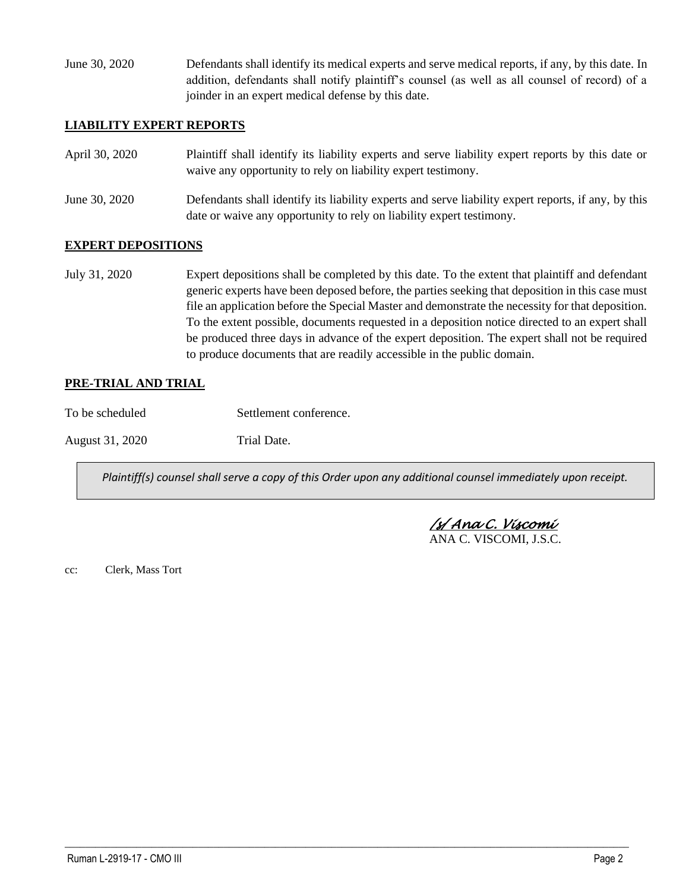| | |
|---|---|
| June 30, 2020 | Defendants shall identify its medical experts and serve medical reports, if any, by this date. In addition, defendants shall notify plaintiff's counsel (as well as all counsel of record) of a joinder in an expert medical defense by this date. |

## **LIABILITY EXPERT REPORTS**

| | |
|---|---|
| April 30, 2020 | Plaintiff shall identify its liability experts and serve liability expert reports by this date or waive any opportunity to rely on liability expert testimony. |
| June 30, 2020 | Defendants shall identify its liability experts and serve liability expert reports, if any, by this date or waive any opportunity to rely on liability expert testimony. |

## **EXPERT DEPOSITIONS**

| | |
|---|---|
| July 31, 2020 | Expert depositions shall be completed by this date. To the extent that plaintiff and defendant generic experts have been deposed before, the parties seeking that deposition in this case must file an application before the Special Master and demonstrate the necessity for that deposition. To the extent possible, documents requested in a deposition notice directed to an expert shall be produced three days in advance of the expert deposition. The expert shall not be required to produce documents that are readily accessible in the public domain. |

## **PRE-TRIAL AND TRIAL**

| | |
|---|---|
| To be scheduled | Settlement conference. |
| August 31, 2020 | Trial Date. |

*Plaintiff(s) counsel shall serve a copy of this Order upon any additional counsel immediately upon receipt.*

*/s/ Ana C. Viscomi*
ANA C. VISCOMI, J.S.C.

cc: Clerk, Mass Tort